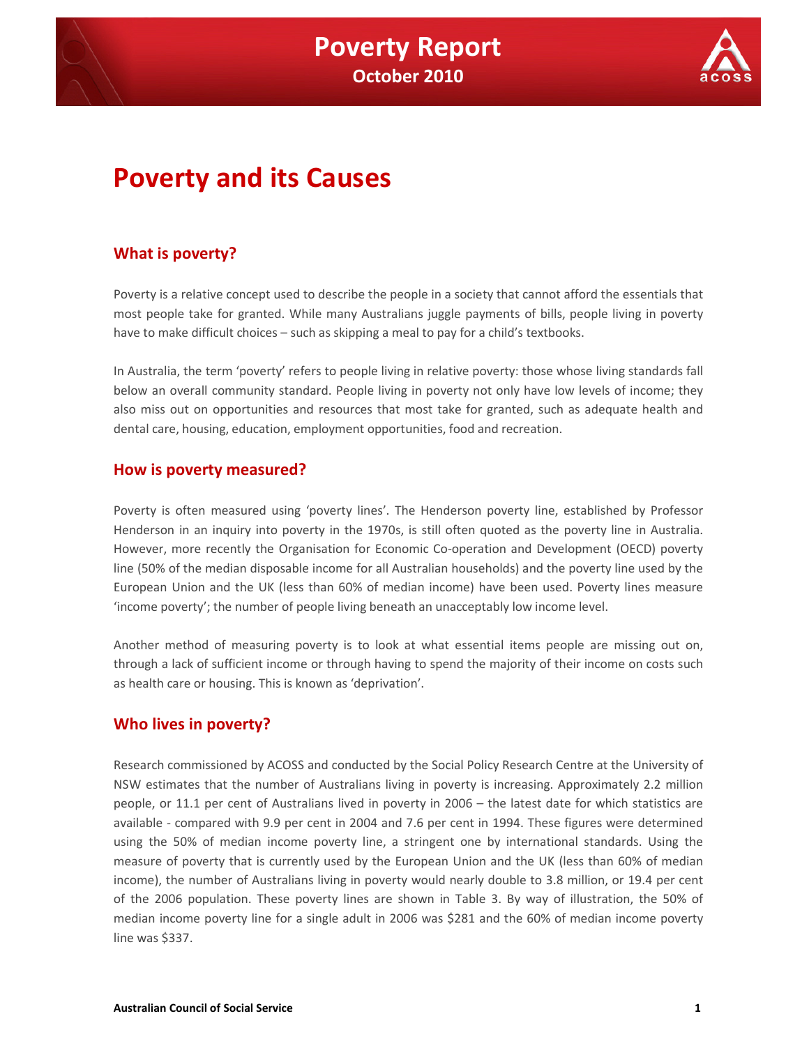# Poverty and its Causes

## What is poverty?

Poverty is a relative concept used to describe the people in a society that cannot afford the essentials that most people take for granted. While many Australians juggle payments of bills, people living in poverty have to make difficult choices – such as skipping a meal to pay for a child's textbooks.

In Australia, the term 'poverty' refers to people living in relative poverty: those whose living standards fall below an overall community standard. People living in poverty not only have low levels of income; they also miss out on opportunities and resources that most take for granted, such as adequate health and dental care, housing, education, employment opportunities, food and recreation.

## How is poverty measured?

Poverty is often measured using 'poverty lines'. The Henderson poverty line, established by Professor Henderson in an inquiry into poverty in the 1970s, is still often quoted as the poverty line in Australia. However, more recently the Organisation for Economic Co-operation and Development (OECD) poverty line (50% of the median disposable income for all Australian households) and the poverty line used by the European Union and the UK (less than 60% of median income) have been used. Poverty lines measure 'income poverty'; the number of people living beneath an unacceptably low income level.

Another method of measuring poverty is to look at what essential items people are missing out on, through a lack of sufficient income or through having to spend the majority of their income on costs such as health care or housing. This is known as 'deprivation'.

## Who lives in poverty?

Research commissioned by ACOSS and conducted by the Social Policy Research Centre at the University of NSW estimates that the number of Australians living in poverty is increasing. Approximately 2.2 million people, or 11.1 per cent of Australians lived in poverty in 2006 – the latest date for which statistics are available - compared with 9.9 per cent in 2004 and 7.6 per cent in 1994. These figures were determined using the 50% of median income poverty line, a stringent one by international standards. Using the measure of poverty that is currently used by the European Union and the UK (less than 60% of median income), the number of Australians living in poverty would nearly double to 3.8 million, or 19.4 per cent of the 2006 population. These poverty lines are shown in Table 3. By way of illustration, the 50% of median income poverty line for a single adult in 2006 was $281 and the 60% of median income poverty line was $337.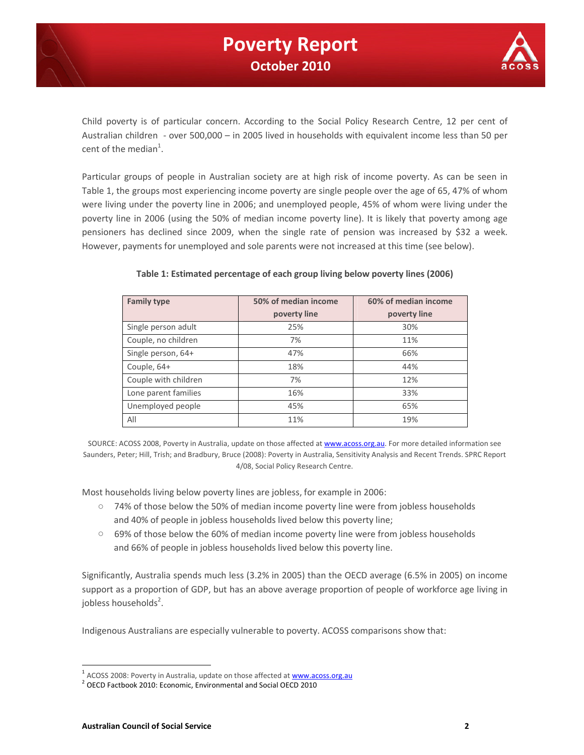Child poverty is of particular concern. According to the Social Policy Research Centre, 12 per cent of Australian children - over 500,000 – in 2005 lived in households with equivalent income less than 50 per cent of the median[1].

Particular groups of people in Australian society are at high risk of income poverty. As can be seen in Table 1, the groups most experiencing income poverty are single people over the age of 65, 47% of whom were living under the poverty line in 2006; and unemployed people, 45% of whom were living under the poverty line in 2006 (using the 50% of median income poverty line). It is likely that poverty among age pensioners has declined since 2009, when the single rate of pension was increased by $32 a week. However, payments for unemployed and sole parents were not increased at this time (see below).

**Table 1: Estimated percentage of each group living below poverty lines (2006)**

| Family type | 50% of median income poverty line | 60% of median income poverty line |
|---|---|---|
| Single person adult | 25% | 30% |
| Couple, no children | 7% | 11% |
| Single person, 64+ | 47% | 66% |
| Couple, 64+ | 18% | 44% |
| Couple with children | 7% | 12% |
| Lone parent families | 16% | 33% |
| Unemployed people | 45% | 65% |
| All | 11% | 19% |

SOURCE: ACOSS 2008, Poverty in Australia, update on those affected at www.acoss.org.au. For more detailed information see Saunders, Peter; Hill, Trish; and Bradbury, Bruce (2008): Poverty in Australia, Sensitivity Analysis and Recent Trends. SPRC Report 4/08, Social Policy Research Centre.

Most households living below poverty lines are jobless, for example in 2006:

- 74% of those below the 50% of median income poverty line were from jobless households and 40% of people in jobless households lived below this poverty line;
- 69% of those below the 60% of median income poverty line were from jobless households and 66% of people in jobless households lived below this poverty line.

Significantly, Australia spends much less (3.2% in 2005) than the OECD average (6.5% in 2005) on income support as a proportion of GDP, but has an above average proportion of people of workforce age living in jobless households[2].

Indigenous Australians are especially vulnerable to poverty. ACOSS comparisons show that:

---

[1] ACOSS 2008: Poverty in Australia, update on those affected at www.acoss.org.au

[2] OECD Factbook 2010: Economic, Environmental and Social OECD 2010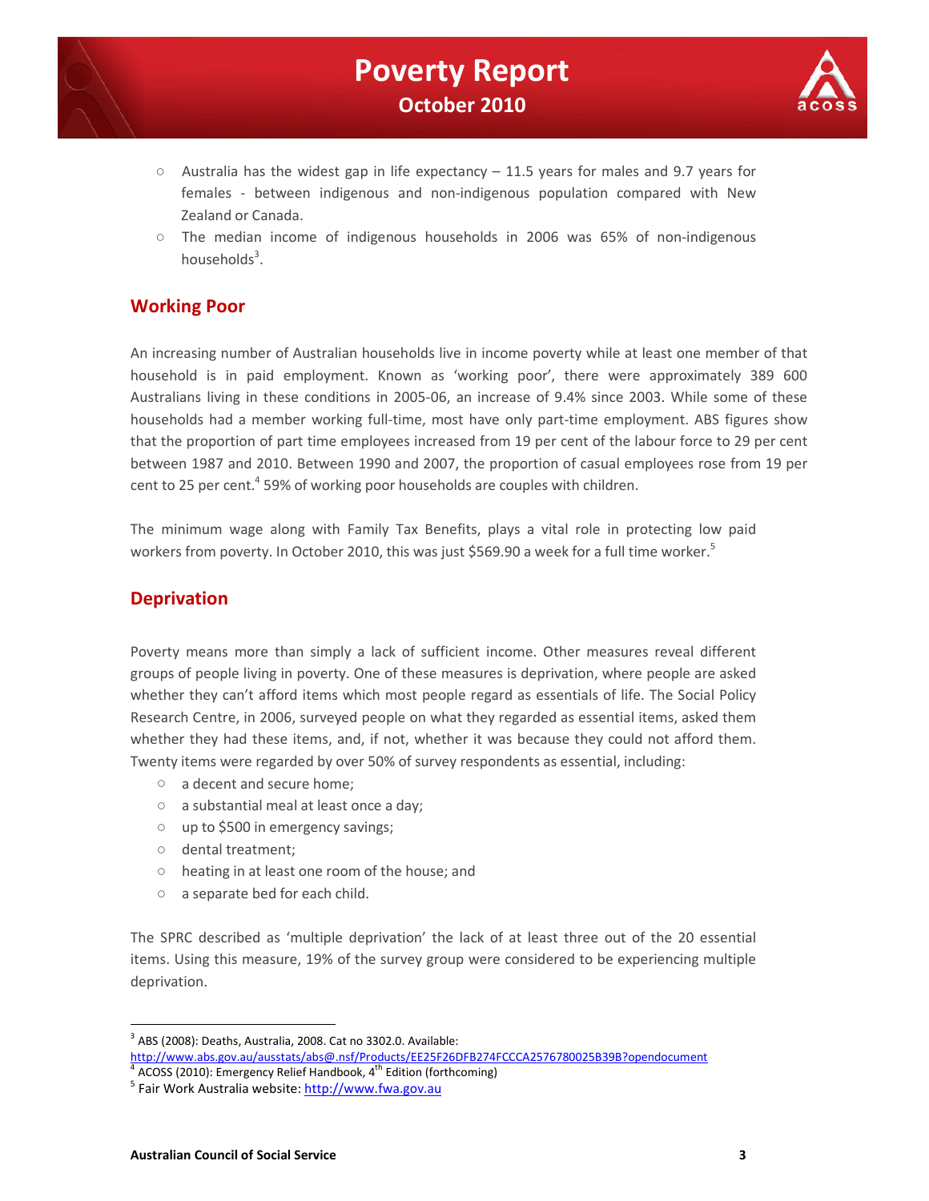- Australia has the widest gap in life expectancy – 11.5 years for males and 9.7 years for females - between indigenous and non-indigenous population compared with New Zealand or Canada.
- The median income of indigenous households in 2006 was 65% of non-indigenous households[3].

## Working Poor

An increasing number of Australian households live in income poverty while at least one member of that household is in paid employment. Known as 'working poor', there were approximately 389 600 Australians living in these conditions in 2005-06, an increase of 9.4% since 2003. While some of these households had a member working full-time, most have only part-time employment. ABS figures show that the proportion of part time employees increased from 19 per cent of the labour force to 29 per cent between 1987 and 2010. Between 1990 and 2007, the proportion of casual employees rose from 19 per cent to 25 per cent.[4] 59% of working poor households are couples with children.

The minimum wage along with Family Tax Benefits, plays a vital role in protecting low paid workers from poverty. In October 2010, this was just $569.90 a week for a full time worker.[5]

## Deprivation

Poverty means more than simply a lack of sufficient income. Other measures reveal different groups of people living in poverty. One of these measures is deprivation, where people are asked whether they can't afford items which most people regard as essentials of life. The Social Policy Research Centre, in 2006, surveyed people on what they regarded as essential items, asked them whether they had these items, and, if not, whether it was because they could not afford them. Twenty items were regarded by over 50% of survey respondents as essential, including:

- a decent and secure home;
- a substantial meal at least once a day;
- up to $500 in emergency savings;
- dental treatment;
- heating in at least one room of the house; and
- a separate bed for each child.

The SPRC described as 'multiple deprivation' the lack of at least three out of the 20 essential items. Using this measure, 19% of the survey group were considered to be experiencing multiple deprivation.

---

[3] ABS (2008): Deaths, Australia, 2008. Cat no 3302.0. Available: http://www.abs.gov.au/ausstats/abs@.nsf/Products/EE25F26DFB274FCCCA2576780025B39B?opendocument

[4] ACOSS (2010): Emergency Relief Handbook, 4th Edition (forthcoming)

[5] Fair Work Australia website: http://www.fwa.gov.au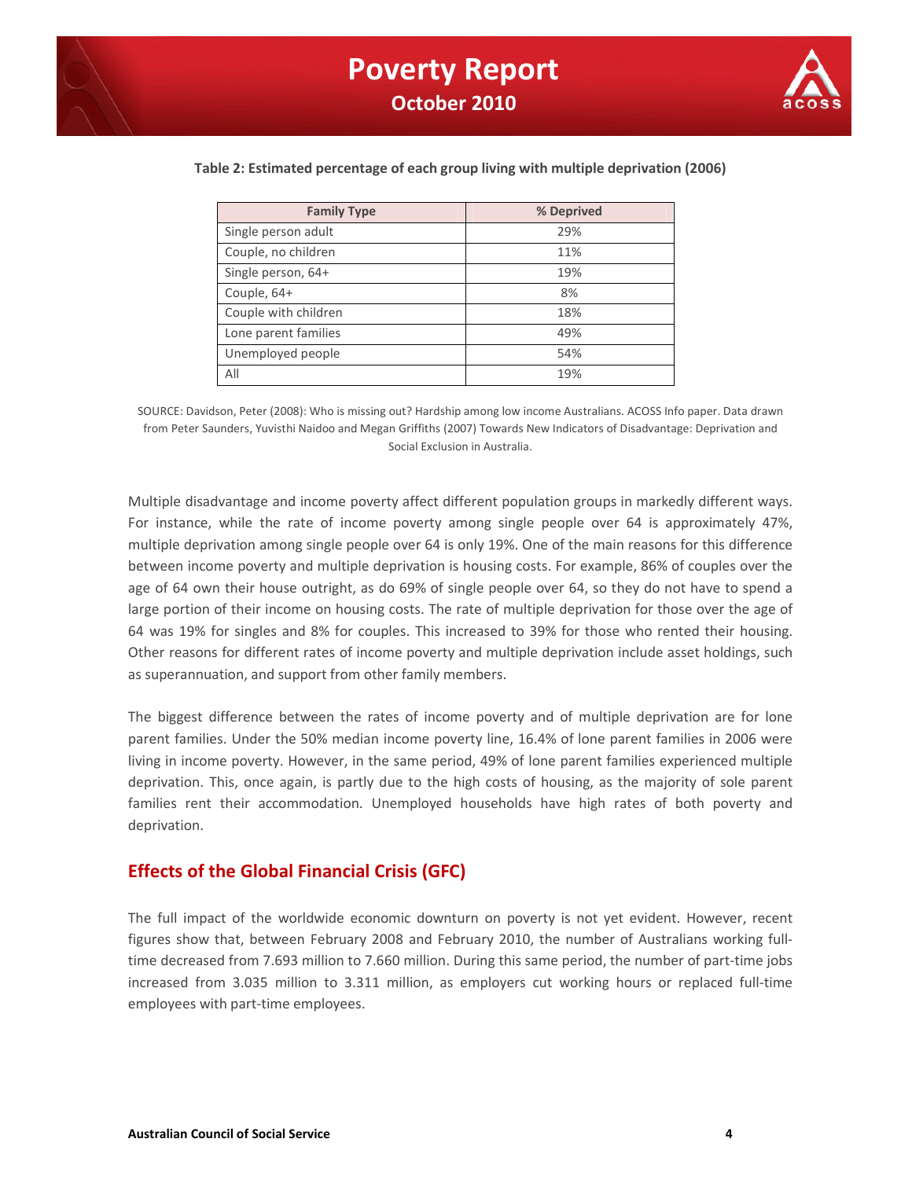**Table 2: Estimated percentage of each group living with multiple deprivation (2006)**

| Family Type | % Deprived |
|---|---|
| Single person adult | 29% |
| Couple, no children | 11% |
| Single person, 64+ | 19% |
| Couple, 64+ | 8% |
| Couple with children | 18% |
| Lone parent families | 49% |
| Unemployed people | 54% |
| All | 19% |

SOURCE: Davidson, Peter (2008): Who is missing out? Hardship among low income Australians. ACOSS Info paper. Data drawn from Peter Saunders, Yuvisthi Naidoo and Megan Griffiths (2007) Towards New Indicators of Disadvantage: Deprivation and Social Exclusion in Australia.

Multiple disadvantage and income poverty affect different population groups in markedly different ways. For instance, while the rate of income poverty among single people over 64 is approximately 47%, multiple deprivation among single people over 64 is only 19%. One of the main reasons for this difference between income poverty and multiple deprivation is housing costs. For example, 86% of couples over the age of 64 own their house outright, as do 69% of single people over 64, so they do not have to spend a large portion of their income on housing costs. The rate of multiple deprivation for those over the age of 64 was 19% for singles and 8% for couples. This increased to 39% for those who rented their housing. Other reasons for different rates of income poverty and multiple deprivation include asset holdings, such as superannuation, and support from other family members.

The biggest difference between the rates of income poverty and of multiple deprivation are for lone parent families. Under the 50% median income poverty line, 16.4% of lone parent families in 2006 were living in income poverty. However, in the same period, 49% of lone parent families experienced multiple deprivation. This, once again, is partly due to the high costs of housing, as the majority of sole parent families rent their accommodation. Unemployed households have high rates of both poverty and deprivation.

## Effects of the Global Financial Crisis (GFC)

The full impact of the worldwide economic downturn on poverty is not yet evident. However, recent figures show that, between February 2008 and February 2010, the number of Australians working full-time decreased from 7.693 million to 7.660 million. During this same period, the number of part-time jobs increased from 3.035 million to 3.311 million, as employers cut working hours or replaced full-time employees with part-time employees.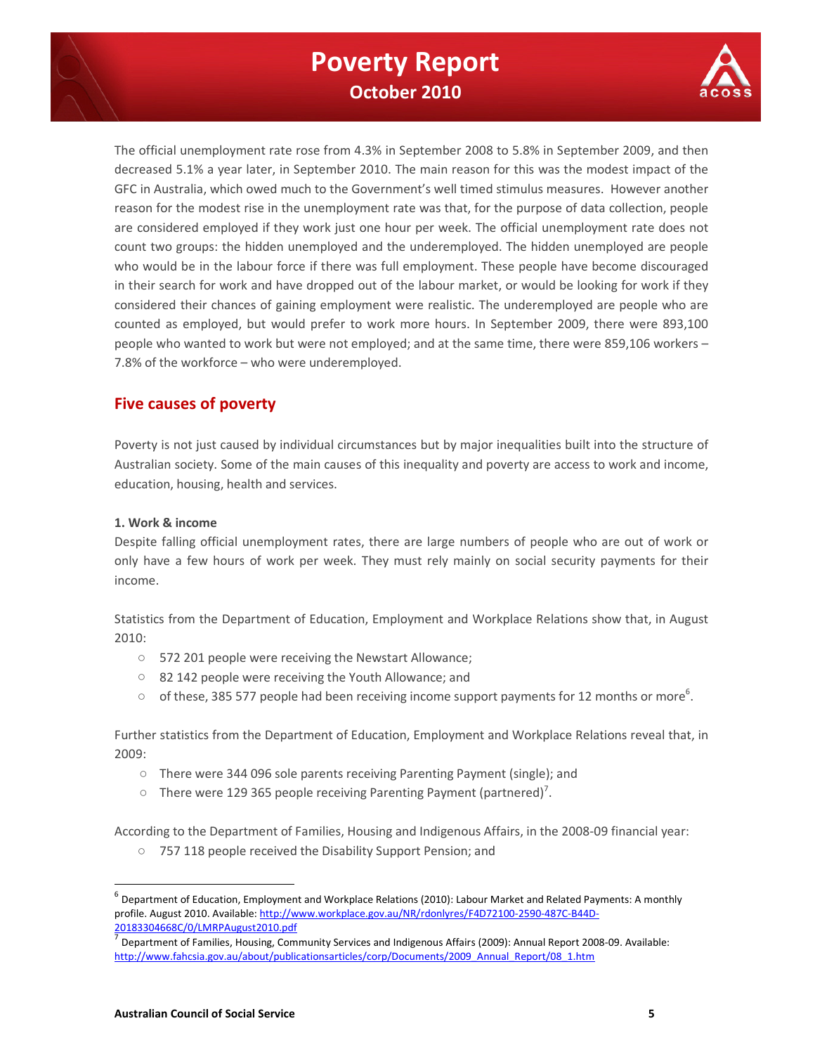The official unemployment rate rose from 4.3% in September 2008 to 5.8% in September 2009, and then decreased 5.1% a year later, in September 2010. The main reason for this was the modest impact of the GFC in Australia, which owed much to the Government's well timed stimulus measures. However another reason for the modest rise in the unemployment rate was that, for the purpose of data collection, people are considered employed if they work just one hour per week. The official unemployment rate does not count two groups: the hidden unemployed and the underemployed. The hidden unemployed are people who would be in the labour force if there was full employment. These people have become discouraged in their search for work and have dropped out of the labour market, or would be looking for work if they considered their chances of gaining employment were realistic. The underemployed are people who are counted as employed, but would prefer to work more hours. In September 2009, there were 893,100 people who wanted to work but were not employed; and at the same time, there were 859,106 workers – 7.8% of the workforce – who were underemployed.

## Five causes of poverty

Poverty is not just caused by individual circumstances but by major inequalities built into the structure of Australian society. Some of the main causes of this inequality and poverty are access to work and income, education, housing, health and services.

**1. Work & income**

Despite falling official unemployment rates, there are large numbers of people who are out of work or only have a few hours of work per week. They must rely mainly on social security payments for their income.

Statistics from the Department of Education, Employment and Workplace Relations show that, in August 2010:

- 572 201 people were receiving the Newstart Allowance;
- 82 142 people were receiving the Youth Allowance; and
- of these, 385 577 people had been receiving income support payments for 12 months or more[6].

Further statistics from the Department of Education, Employment and Workplace Relations reveal that, in 2009:

- There were 344 096 sole parents receiving Parenting Payment (single); and
- There were 129 365 people receiving Parenting Payment (partnered)[7].

According to the Department of Families, Housing and Indigenous Affairs, in the 2008-09 financial year:

- 757 118 people received the Disability Support Pension; and

[6] Department of Education, Employment and Workplace Relations (2010): Labour Market and Related Payments: A monthly profile. August 2010. Available: http://www.workplace.gov.au/NR/rdonlyres/F4D72100-2590-487C-B44D-20183304668C/0/LMRPAugust2010.pdf

[7] Department of Families, Housing, Community Services and Indigenous Affairs (2009): Annual Report 2008-09. Available: http://www.fahcsia.gov.au/about/publicationsarticles/corp/Documents/2009_Annual_Report/08_1.htm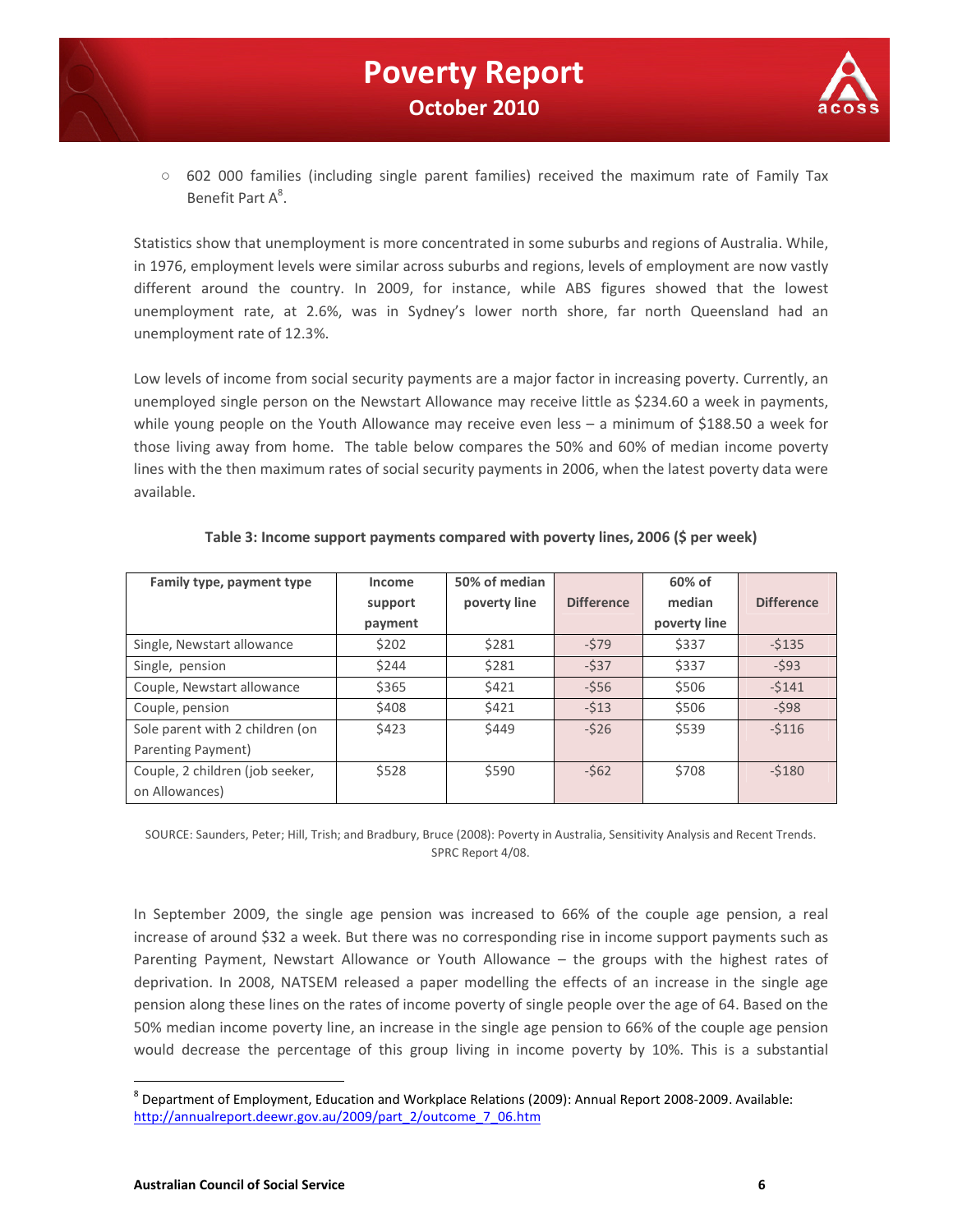- 602 000 families (including single parent families) received the maximum rate of Family Tax Benefit Part A[8].

Statistics show that unemployment is more concentrated in some suburbs and regions of Australia. While, in 1976, employment levels were similar across suburbs and regions, levels of employment are now vastly different around the country. In 2009, for instance, while ABS figures showed that the lowest unemployment rate, at 2.6%, was in Sydney's lower north shore, far north Queensland had an unemployment rate of 12.3%.

Low levels of income from social security payments are a major factor in increasing poverty. Currently, an unemployed single person on the Newstart Allowance may receive little as $234.60 a week in payments, while young people on the Youth Allowance may receive even less – a minimum of $188.50 a week for those living away from home. The table below compares the 50% and 60% of median income poverty lines with the then maximum rates of social security payments in 2006, when the latest poverty data were available.

**Table 3: Income support payments compared with poverty lines, 2006 ($ per week)**

| Family type, payment type | Income support payment | 50% of median poverty line | Difference | 60% of median poverty line | Difference |
|---|---|---|---|---|---|
| Single, Newstart allowance | $202 | $281 | -$79 | $337 | -$135 |
| Single, pension | $244 | $281 | -$37 | $337 | -$93 |
| Couple, Newstart allowance | $365 | $421 | -$56 | $506 | -$141 |
| Couple, pension | $408 | $421 | -$13 | $506 | -$98 |
| Sole parent with 2 children (on Parenting Payment) | $423 | $449 | -$26 | $539 | -$116 |
| Couple, 2 children (job seeker, on Allowances) | $528 | $590 | -$62 | $708 | -$180 |

SOURCE: Saunders, Peter; Hill, Trish; and Bradbury, Bruce (2008): Poverty in Australia, Sensitivity Analysis and Recent Trends. SPRC Report 4/08.

In September 2009, the single age pension was increased to 66% of the couple age pension, a real increase of around $32 a week. But there was no corresponding rise in income support payments such as Parenting Payment, Newstart Allowance or Youth Allowance – the groups with the highest rates of deprivation. In 2008, NATSEM released a paper modelling the effects of an increase in the single age pension along these lines on the rates of income poverty of single people over the age of 64. Based on the 50% median income poverty line, an increase in the single age pension to 66% of the couple age pension would decrease the percentage of this group living in income poverty by 10%. This is a substantial

[8] Department of Employment, Education and Workplace Relations (2009): Annual Report 2008-2009. Available: http://annualreport.deewr.gov.au/2009/part_2/outcome_7_06.htm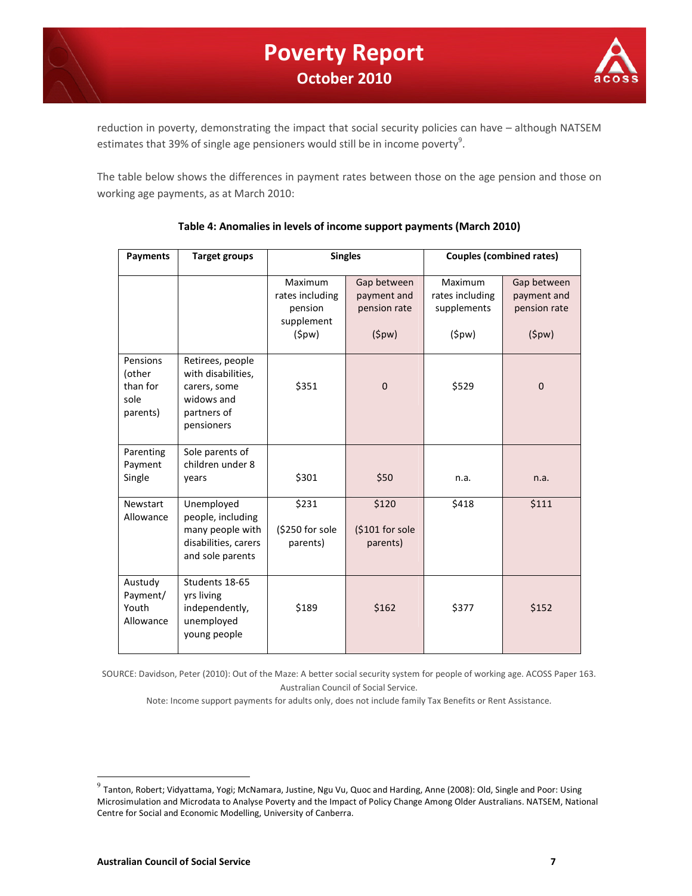reduction in poverty, demonstrating the impact that social security policies can have – although NATSEM estimates that 39% of single age pensioners would still be in income poverty[9].

The table below shows the differences in payment rates between those on the age pension and those on working age payments, as at March 2010:

**Table 4: Anomalies in levels of income support payments (March 2010)**

| Payments | Target groups | Singles | | Couples (combined rates) | |
|---|---|---|---|---|---|
| | | Maximum rates including pension supplement ($pw) | Gap between payment and pension rate ($pw) | Maximum rates including supplements ($pw) | Gap between payment and pension rate ($pw) |
| Pensions (other than for sole parents) | Retirees, people with disabilities, carers, some widows and partners of pensioners | $351 | 0 | $529 | 0 |
| Parenting Payment Single | Sole parents of children under 8 years | $301 | $50 | n.a. | n.a. |
| Newstart Allowance | Unemployed people, including many people with disabilities, carers and sole parents | $231 ($250 for sole parents) | $120 ($101 for sole parents) | $418 | $111 |
| Austudy Payment/ Youth Allowance | Students 18-65 yrs living independently, unemployed young people | $189 | $162 | $377 | $152 |

SOURCE: Davidson, Peter (2010): Out of the Maze: A better social security system for people of working age. ACOSS Paper 163. Australian Council of Social Service.

Note: Income support payments for adults only, does not include family Tax Benefits or Rent Assistance.

---

[9] Tanton, Robert; Vidyattama, Yogi; McNamara, Justine, Ngu Vu, Quoc and Harding, Anne (2008): Old, Single and Poor: Using Microsimulation and Microdata to Analyse Poverty and the Impact of Policy Change Among Older Australians. NATSEM, National Centre for Social and Economic Modelling, University of Canberra.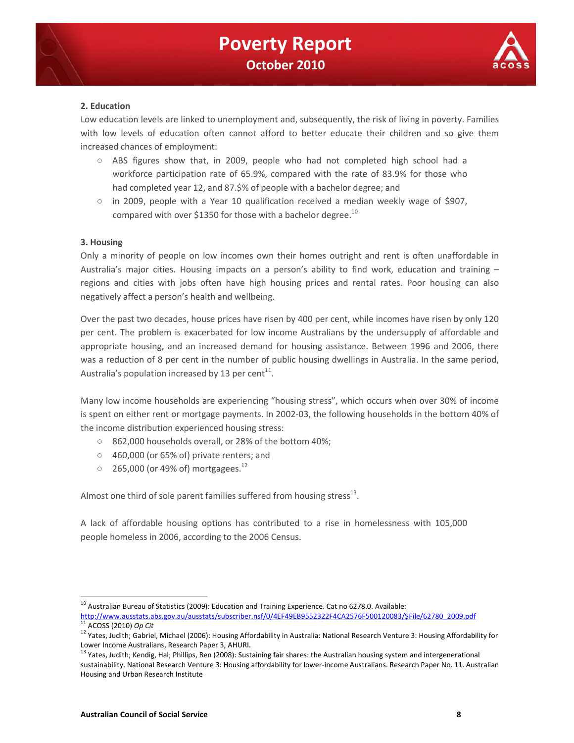### 2. Education

Low education levels are linked to unemployment and, subsequently, the risk of living in poverty. Families with low levels of education often cannot afford to better educate their children and so give them increased chances of employment:

- ABS figures show that, in 2009, people who had not completed high school had a workforce participation rate of 65.9%, compared with the rate of 83.9% for those who had completed year 12, and 87.$% of people with a bachelor degree; and
- in 2009, people with a Year 10 qualification received a median weekly wage of $907, compared with over $1350 for those with a bachelor degree.[10]

### 3. Housing

Only a minority of people on low incomes own their homes outright and rent is often unaffordable in Australia's major cities. Housing impacts on a person's ability to find work, education and training – regions and cities with jobs often have high housing prices and rental rates. Poor housing can also negatively affect a person's health and wellbeing.

Over the past two decades, house prices have risen by 400 per cent, while incomes have risen by only 120 per cent. The problem is exacerbated for low income Australians by the undersupply of affordable and appropriate housing, and an increased demand for housing assistance. Between 1996 and 2006, there was a reduction of 8 per cent in the number of public housing dwellings in Australia. In the same period, Australia's population increased by 13 per cent[11].

Many low income households are experiencing "housing stress", which occurs when over 30% of income is spent on either rent or mortgage payments. In 2002-03, the following households in the bottom 40% of the income distribution experienced housing stress:

- 862,000 households overall, or 28% of the bottom 40%;
- 460,000 (or 65% of) private renters; and
- 265,000 (or 49% of) mortgagees.[12]

Almost one third of sole parent families suffered from housing stress[13].

A lack of affordable housing options has contributed to a rise in homelessness with 105,000 people homeless in 2006, according to the 2006 Census.

---

[10] Australian Bureau of Statistics (2009): Education and Training Experience. Cat no 6278.0. Available: http://www.ausstats.abs.gov.au/ausstats/subscriber.nsf/0/4EF49EB9552322F4CA2576F500120083/$File/62780_2009.pdf

[11] ACOSS (2010) *Op Cit*

[12] Yates, Judith; Gabriel, Michael (2006): Housing Affordability in Australia: National Research Venture 3: Housing Affordability for Lower Income Australians, Research Paper 3, AHURI.

[13] Yates, Judith; Kendig, Hal; Phillips, Ben (2008): Sustaining fair shares: the Australian housing system and intergenerational sustainability. National Research Venture 3: Housing affordability for lower-income Australians. Research Paper No. 11. Australian Housing and Urban Research Institute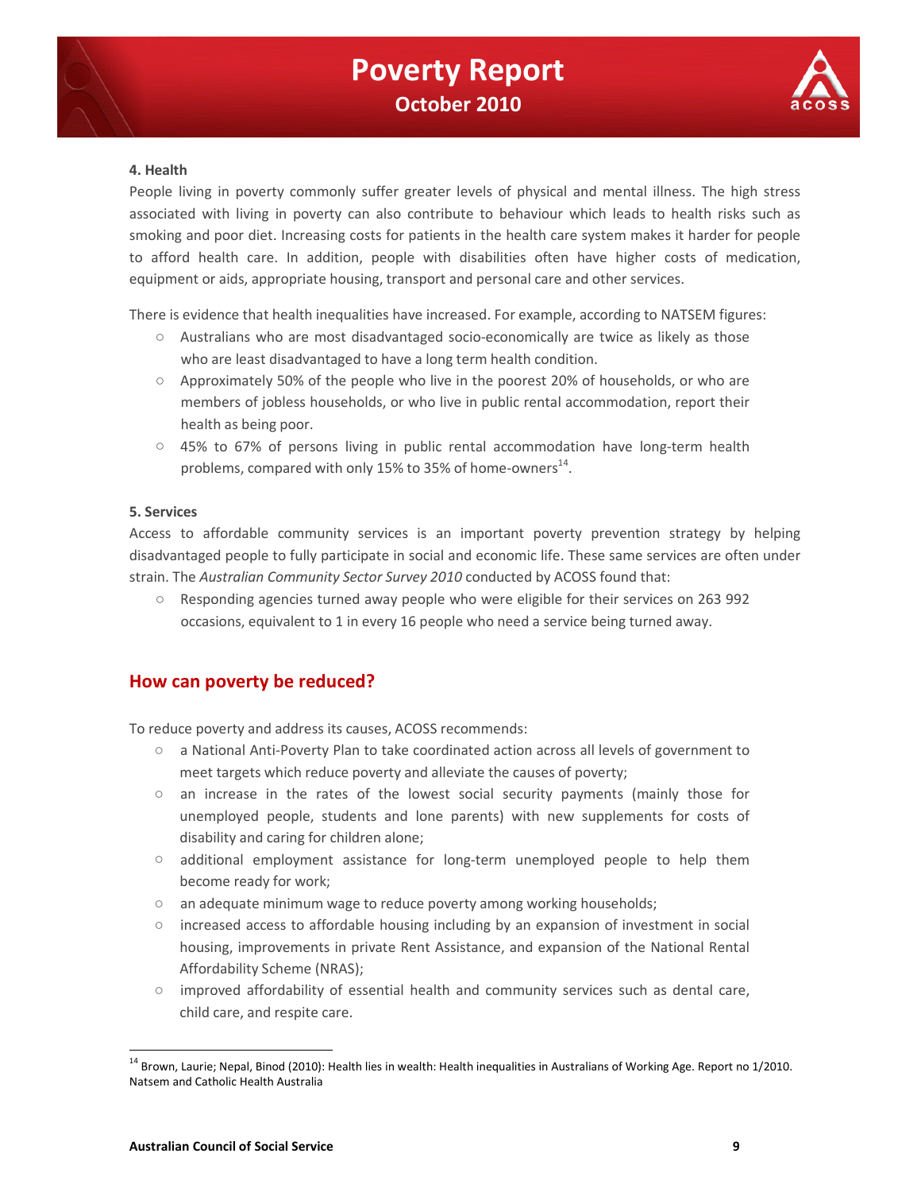### 4. Health

People living in poverty commonly suffer greater levels of physical and mental illness. The high stress associated with living in poverty can also contribute to behaviour which leads to health risks such as smoking and poor diet. Increasing costs for patients in the health care system makes it harder for people to afford health care. In addition, people with disabilities often have higher costs of medication, equipment or aids, appropriate housing, transport and personal care and other services.

There is evidence that health inequalities have increased. For example, according to NATSEM figures:

- Australians who are most disadvantaged socio-economically are twice as likely as those who are least disadvantaged to have a long term health condition.
- Approximately 50% of the people who live in the poorest 20% of households, or who are members of jobless households, or who live in public rental accommodation, report their health as being poor.
- 45% to 67% of persons living in public rental accommodation have long-term health problems, compared with only 15% to 35% of home-owners[14].

### 5. Services

Access to affordable community services is an important poverty prevention strategy by helping disadvantaged people to fully participate in social and economic life. These same services are often under strain. The *Australian Community Sector Survey 2010* conducted by ACOSS found that:

- Responding agencies turned away people who were eligible for their services on 263 992 occasions, equivalent to 1 in every 16 people who need a service being turned away.

## How can poverty be reduced?

To reduce poverty and address its causes, ACOSS recommends:

- a National Anti-Poverty Plan to take coordinated action across all levels of government to meet targets which reduce poverty and alleviate the causes of poverty;
- an increase in the rates of the lowest social security payments (mainly those for unemployed people, students and lone parents) with new supplements for costs of disability and caring for children alone;
- additional employment assistance for long-term unemployed people to help them become ready for work;
- an adequate minimum wage to reduce poverty among working households;
- increased access to affordable housing including by an expansion of investment in social housing, improvements in private Rent Assistance, and expansion of the National Rental Affordability Scheme (NRAS);
- improved affordability of essential health and community services such as dental care, child care, and respite care.

---

[14] Brown, Laurie; Nepal, Binod (2010): Health lies in wealth: Health inequalities in Australians of Working Age. Report no 1/2010. Natsem and Catholic Health Australia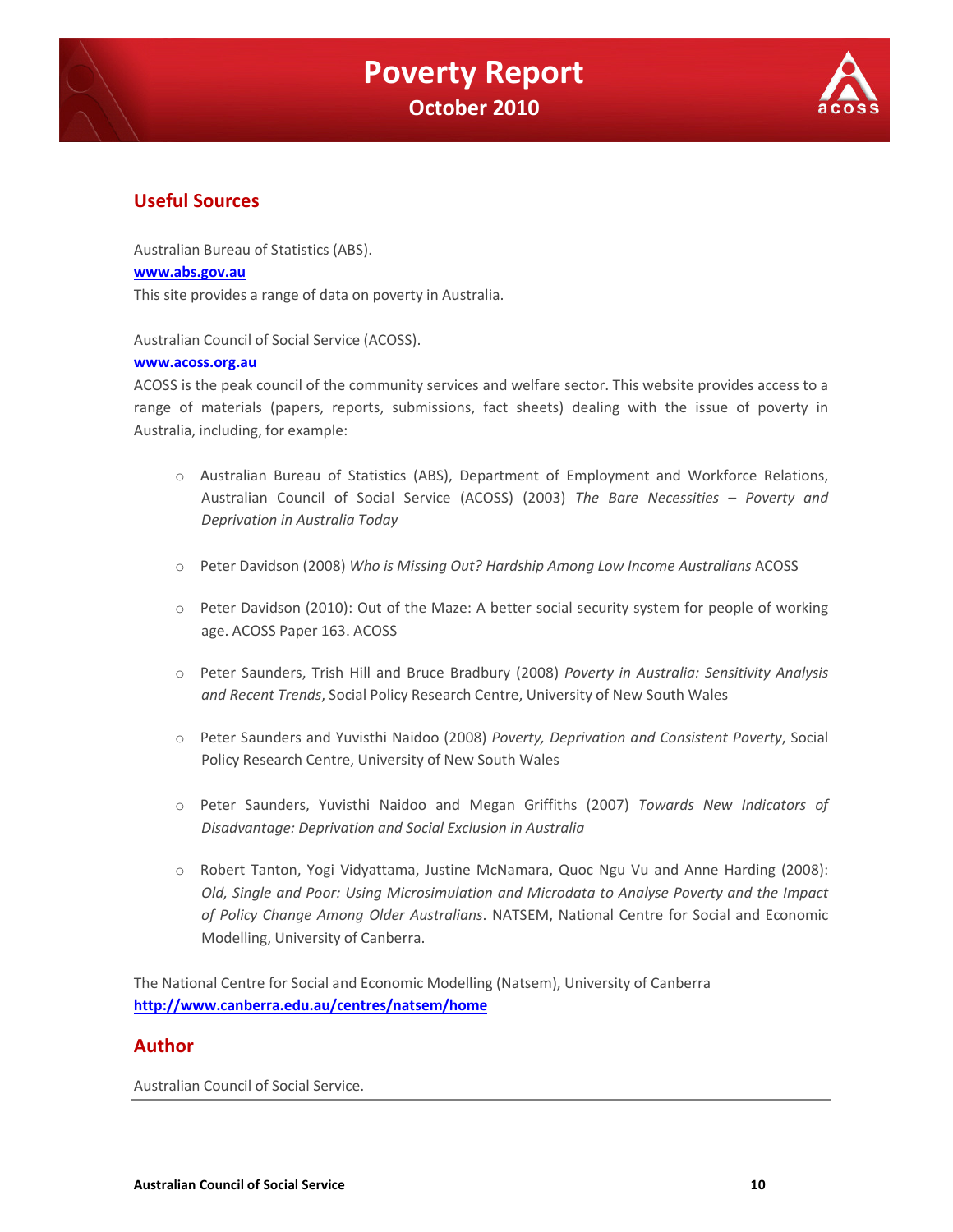## Useful Sources

Australian Bureau of Statistics (ABS).
**www.abs.gov.au**
This site provides a range of data on poverty in Australia.

Australian Council of Social Service (ACOSS).
**www.acoss.org.au**
ACOSS is the peak council of the community services and welfare sector. This website provides access to a range of materials (papers, reports, submissions, fact sheets) dealing with the issue of poverty in Australia, including, for example:

- Australian Bureau of Statistics (ABS), Department of Employment and Workforce Relations, Australian Council of Social Service (ACOSS) (2003) *The Bare Necessities – Poverty and Deprivation in Australia Today*
- Peter Davidson (2008) *Who is Missing Out? Hardship Among Low Income Australians* ACOSS
- Peter Davidson (2010): Out of the Maze: A better social security system for people of working age. ACOSS Paper 163. ACOSS
- Peter Saunders, Trish Hill and Bruce Bradbury (2008) *Poverty in Australia: Sensitivity Analysis and Recent Trends*, Social Policy Research Centre, University of New South Wales
- Peter Saunders and Yuvisthi Naidoo (2008) *Poverty, Deprivation and Consistent Poverty*, Social Policy Research Centre, University of New South Wales
- Peter Saunders, Yuvisthi Naidoo and Megan Griffiths (2007) *Towards New Indicators of Disadvantage: Deprivation and Social Exclusion in Australia*
- Robert Tanton, Yogi Vidyattama, Justine McNamara, Quoc Ngu Vu and Anne Harding (2008): *Old, Single and Poor: Using Microsimulation and Microdata to Analyse Poverty and the Impact of Policy Change Among Older Australians*. NATSEM, National Centre for Social and Economic Modelling, University of Canberra.

The National Centre for Social and Economic Modelling (Natsem), University of Canberra
**http://www.canberra.edu.au/centres/natsem/home**

## Author

Australian Council of Social Service.